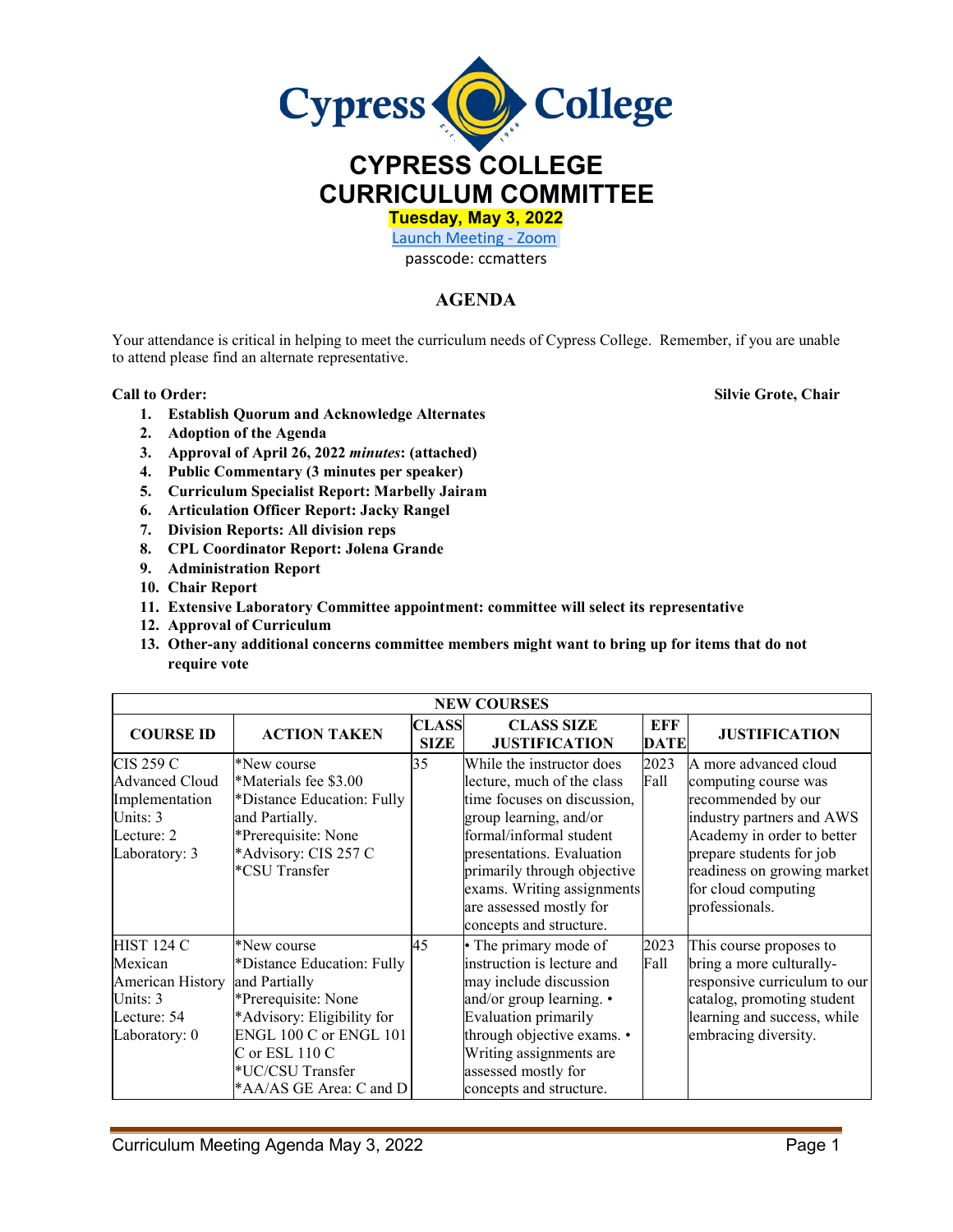# CYPRESS COLLEGE CURRICULUM COMMITTEE

**Tuesday, May 3, 2022**

Launch Meeting - Zoom

passcode: ccmatters

## AGENDA

Your attendance is critical in helping to meet the curriculum needs of Cypress College. Remember, if you are unable to attend please find an alternate representative.

**Call to Order:** **Silvie Grote, Chair**

1. **Establish Quorum and Acknowledge Alternates**
2. **Adoption of the Agenda**
3. **Approval of April 26, 2022 *minutes*: (attached)**
4. **Public Commentary (3 minutes per speaker)**
5. **Curriculum Specialist Report: Marbelly Jairam**
6. **Articulation Officer Report: Jacky Rangel**
7. **Division Reports: All division reps**
8. **CPL Coordinator Report: Jolena Grande**
9. **Administration Report**
10. **Chair Report**
11. **Extensive Laboratory Committee appointment: committee will select its representative**
12. **Approval of Curriculum**
13. **Other-any additional concerns committee members might want to bring up for items that do not require vote**

| NEW COURSES | | | | | |
|---|---|---|---|---|---|
| **COURSE ID** | **ACTION TAKEN** | **CLASS SIZE** | **CLASS SIZE JUSTIFICATION** | **EFF DATE** | **JUSTIFICATION** |
| CIS 259 C<br>Advanced Cloud Implementation<br>Units: 3<br>Lecture: 2<br>Laboratory: 3 | *New course<br>*Materials fee $3.00<br>*Distance Education: Fully and Partially.<br>*Prerequisite: None<br>*Advisory: CIS 257 C<br>*CSU Transfer | 35 | While the instructor does lecture, much of the class time focuses on discussion, group learning, and/or formal/informal student presentations. Evaluation primarily through objective exams. Writing assignments are assessed mostly for concepts and structure. | 2023 Fall | A more advanced cloud computing course was recommended by our industry partners and AWS Academy in order to better prepare students for job readiness on growing market for cloud computing professionals. |
| HIST 124 C<br>Mexican American History<br>Units: 3<br>Lecture: 54<br>Laboratory: 0 | *New course<br>*Distance Education: Fully and Partially<br>*Prerequisite: None<br>*Advisory: Eligibility for ENGL 100 C or ENGL 101 C or ESL 110 C<br>*UC/CSU Transfer<br>*AA/AS GE Area: C and D | 45 | • The primary mode of instruction is lecture and may include discussion and/or group learning. • Evaluation primarily through objective exams. • Writing assignments are assessed mostly for concepts and structure. | 2023 Fall | This course proposes to bring a more culturally-responsive curriculum to our catalog, promoting student learning and success, while embracing diversity. |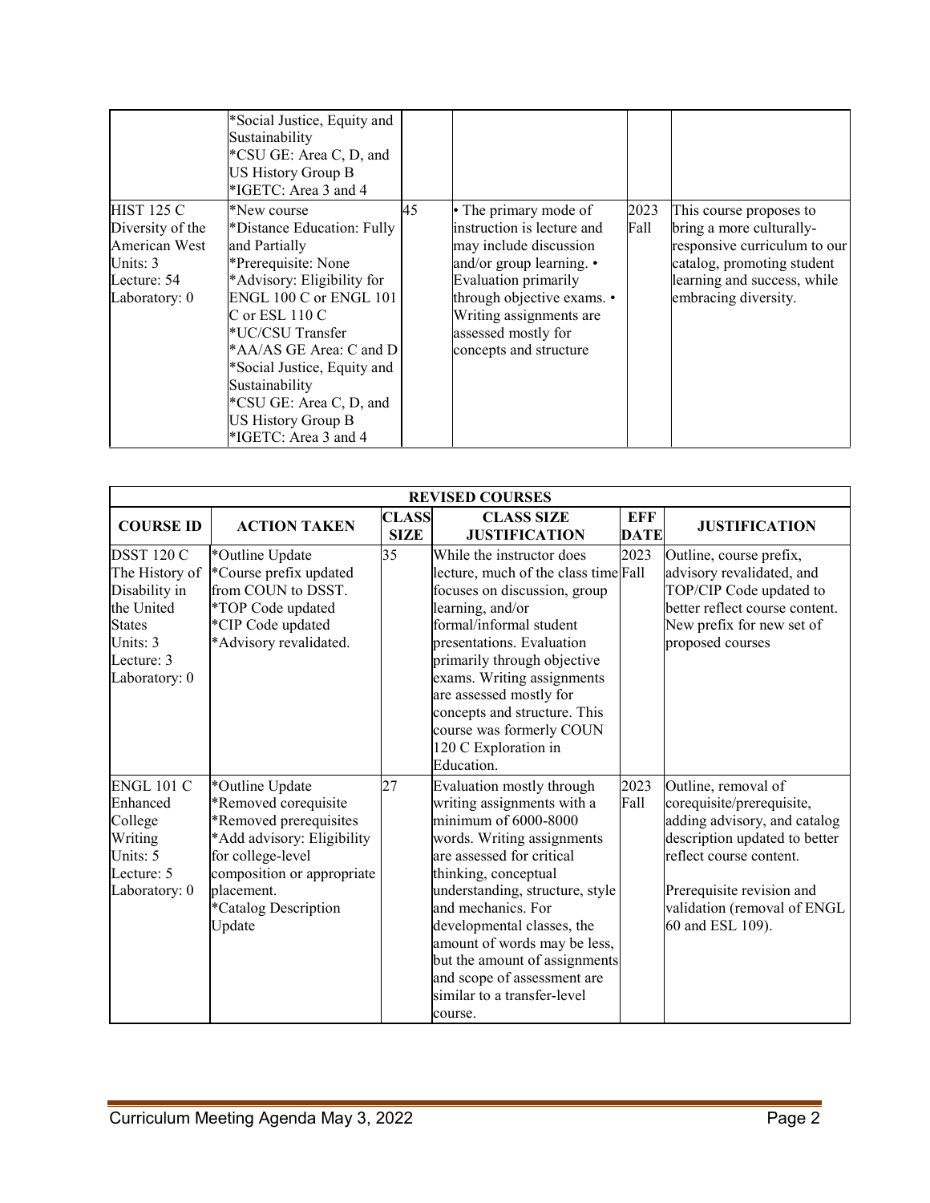| | | | | | |
|---|---|---|---|---|---|
| | *Social Justice, Equity and Sustainability<br>*CSU GE: Area C, D, and US History Group B<br>*IGETC: Area 3 and 4 | | | | |
| HIST 125 C<br>Diversity of the American West<br>Units: 3<br>Lecture: 54<br>Laboratory: 0 | *New course<br>*Distance Education: Fully and Partially<br>*Prerequisite: None<br>*Advisory: Eligibility for ENGL 100 C or ENGL 101 C or ESL 110 C<br>*UC/CSU Transfer<br>*AA/AS GE Area: C and D<br>*Social Justice, Equity and Sustainability<br>*CSU GE: Area C, D, and US History Group B<br>*IGETC: Area 3 and 4 | 45 | • The primary mode of instruction is lecture and may include discussion and/or group learning. • Evaluation primarily through objective exams. • Writing assignments are assessed mostly for concepts and structure | 2023 Fall | This course proposes to bring a more culturally-responsive curriculum to our catalog, promoting student learning and success, while embracing diversity. |

| REVISED COURSES | | | | | |
|---|---|---|---|---|---|
| **COURSE ID** | **ACTION TAKEN** | **CLASS SIZE** | **CLASS SIZE JUSTIFICATION** | **EFF DATE** | **JUSTIFICATION** |
| DSST 120 C<br>The History of Disability in the United States<br>Units: 3<br>Lecture: 3<br>Laboratory: 0 | *Outline Update<br>*Course prefix updated from COUN to DSST.<br>*TOP Code updated<br>*CIP Code updated<br>*Advisory revalidated. | 35 | While the instructor does lecture, much of the class time focuses on discussion, group learning, and/or formal/informal student presentations. Evaluation primarily through objective exams. Writing assignments are assessed mostly for concepts and structure. This course was formerly COUN 120 C Exploration in Education. | 2023 Fall | Outline, course prefix, advisory revalidated, and TOP/CIP Code updated to better reflect course content. New prefix for new set of proposed courses |
| ENGL 101 C<br>Enhanced College Writing<br>Units: 5<br>Lecture: 5<br>Laboratory: 0 | *Outline Update<br>*Removed corequisite<br>*Removed prerequisites<br>*Add advisory: Eligibility for college-level composition or appropriate placement.<br>*Catalog Description Update | 27 | Evaluation mostly through writing assignments with a minimum of 6000-8000 words. Writing assignments are assessed for critical thinking, conceptual understanding, structure, style and mechanics. For developmental classes, the amount of words may be less, but the amount of assignments and scope of assessment are similar to a transfer-level course. | 2023 Fall | Outline, removal of corequisite/prerequisite, adding advisory, and catalog description updated to better reflect course content.<br><br>Prerequisite revision and validation (removal of ENGL 60 and ESL 109). |